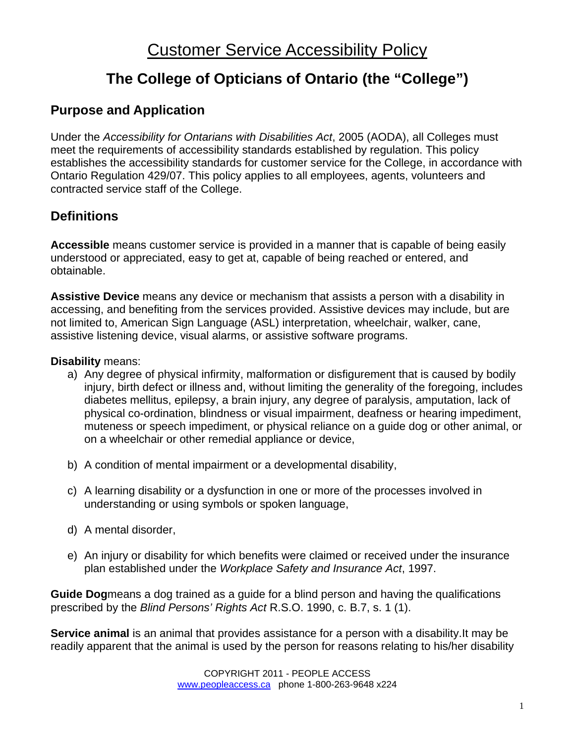# Customer Service Accessibility Policy

## The College of Opticians of Ontario (the "College")

### Purpose and Application

Under the *Accessibility for Ontarians with Disabilities Act*, 2005 (AODA), all Colleges must meet the requirements of accessibility standards established by regulation. This policy establishes the accessibility standards for customer service for the College, in accordance with Ontario Regulation 429/07. This policy applies to all employees, agents, volunteers and contracted service staff of the College.

### Definitions

**Accessible** means customer service is provided in a manner that is capable of being easily understood or appreciated, easy to get at, capable of being reached or entered, and obtainable.

**Assistive Device** means any device or mechanism that assists a person with a disability in accessing, and benefiting from the services provided. Assistive devices may include, but are not limited to, American Sign Language (ASL) interpretation, wheelchair, walker, cane, assistive listening device, visual alarms, or assistive software programs.

**Disability** means:

a) Any degree of physical infirmity, malformation or disfigurement that is caused by bodily injury, birth defect or illness and, without limiting the generality of the foregoing, includes diabetes mellitus, epilepsy, a brain injury, any degree of paralysis, amputation, lack of physical co-ordination, blindness or visual impairment, deafness or hearing impediment, muteness or speech impediment, or physical reliance on a guide dog or other animal, or on a wheelchair or other remedial appliance or device,

b) A condition of mental impairment or a developmental disability,

c) A learning disability or a dysfunction in one or more of the processes involved in understanding or using symbols or spoken language,

d) A mental disorder,

e) An injury or disability for which benefits were claimed or received under the insurance plan established under the *Workplace Safety and Insurance Act*, 1997.

**Guide Dog**means a dog trained as a guide for a blind person and having the qualifications prescribed by the *Blind Persons' Rights Act* R.S.O. 1990, c. B.7, s. 1 (1).

**Service animal** is an animal that provides assistance for a person with a disability.It may be readily apparent that the animal is used by the person for reasons relating to his/her disability

COPYRIGHT 2011 - PEOPLE ACCESS
www.peopleaccess.ca phone 1-800-263-9648 x224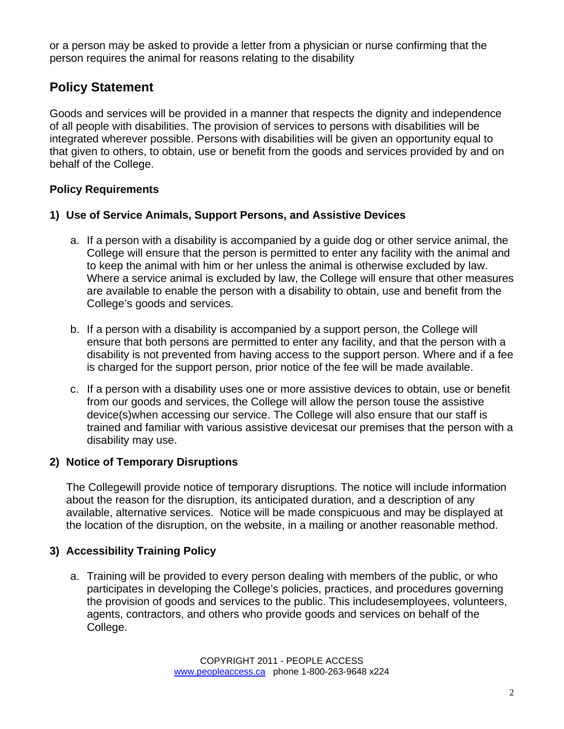or a person may be asked to provide a letter from a physician or nurse confirming that the person requires the animal for reasons relating to the disability

## Policy Statement

Goods and services will be provided in a manner that respects the dignity and independence of all people with disabilities. The provision of services to persons with disabilities will be integrated wherever possible. Persons with disabilities will be given an opportunity equal to that given to others, to obtain, use or benefit from the goods and services provided by and on behalf of the College.

### Policy Requirements

**1) Use of Service Animals, Support Persons, and Assistive Devices**

a. If a person with a disability is accompanied by a guide dog or other service animal, the College will ensure that the person is permitted to enter any facility with the animal and to keep the animal with him or her unless the animal is otherwise excluded by law. Where a service animal is excluded by law, the College will ensure that other measures are available to enable the person with a disability to obtain, use and benefit from the College's goods and services.

b. If a person with a disability is accompanied by a support person, the College will ensure that both persons are permitted to enter any facility, and that the person with a disability is not prevented from having access to the support person. Where and if a fee is charged for the support person, prior notice of the fee will be made available.

c. If a person with a disability uses one or more assistive devices to obtain, use or benefit from our goods and services, the College will allow the person touse the assistive device(s)when accessing our service. The College will also ensure that our staff is trained and familiar with various assistive devicesat our premises that the person with a disability may use.

**2) Notice of Temporary Disruptions**

The Collegewill provide notice of temporary disruptions. The notice will include information about the reason for the disruption, its anticipated duration, and a description of any available, alternative services. Notice will be made conspicuous and may be displayed at the location of the disruption, on the website, in a mailing or another reasonable method.

**3) Accessibility Training Policy**

a. Training will be provided to every person dealing with members of the public, or who participates in developing the College's policies, practices, and procedures governing the provision of goods and services to the public. This includesemployees, volunteers, agents, contractors, and others who provide goods and services on behalf of the College.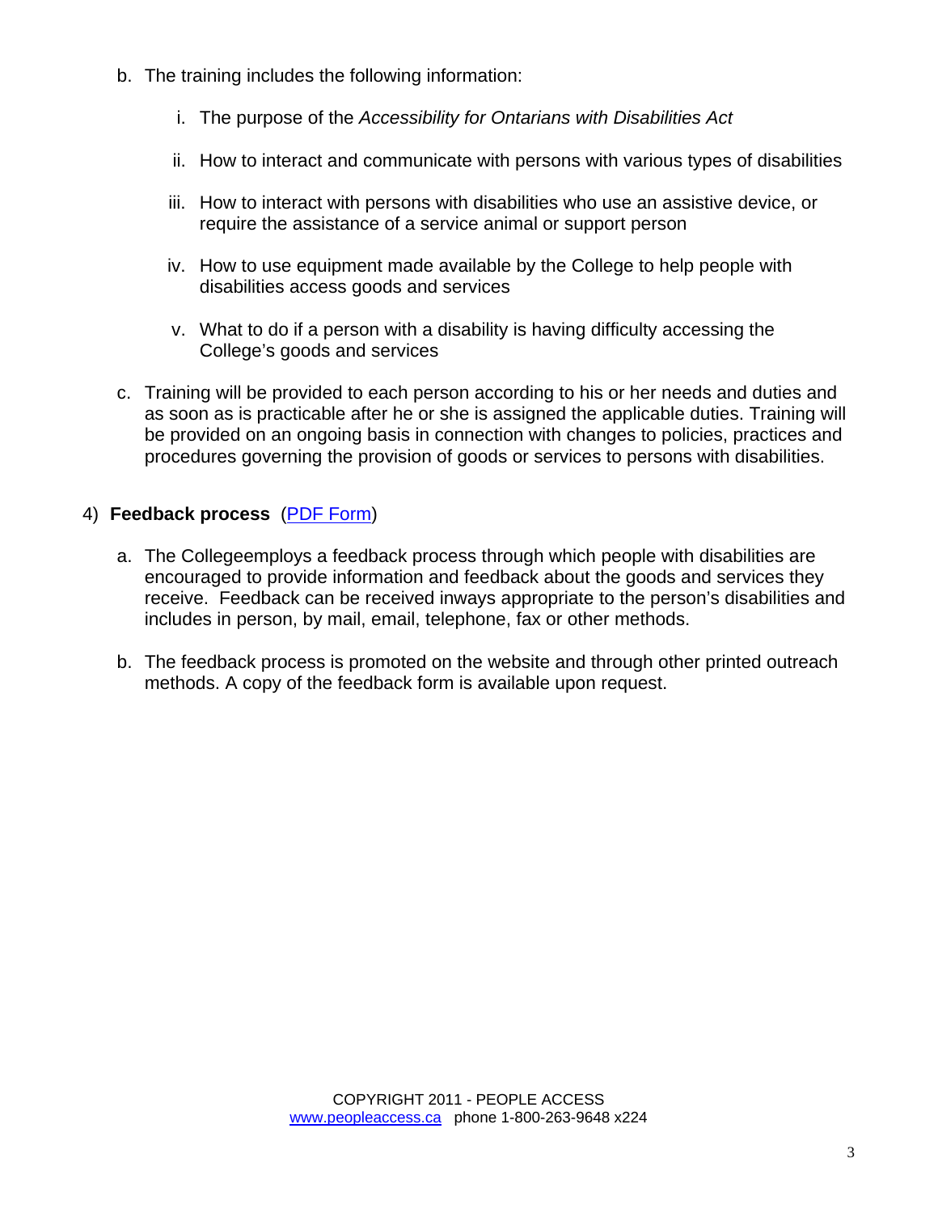b. The training includes the following information:

    i. The purpose of the *Accessibility for Ontarians with Disabilities Act*

    ii. How to interact and communicate with persons with various types of disabilities

    iii. How to interact with persons with disabilities who use an assistive device, or require the assistance of a service animal or support person

    iv. How to use equipment made available by the College to help people with disabilities access goods and services

    v. What to do if a person with a disability is having difficulty accessing the College's goods and services

c. Training will be provided to each person according to his or her needs and duties and as soon as is practicable after he or she is assigned the applicable duties. Training will be provided on an ongoing basis in connection with changes to policies, practices and procedures governing the provision of goods or services to persons with disabilities.

4) **Feedback process** (PDF Form)

a. The Collegeemploys a feedback process through which people with disabilities are encouraged to provide information and feedback about the goods and services they receive. Feedback can be received inways appropriate to the person's disabilities and includes in person, by mail, email, telephone, fax or other methods.

b. The feedback process is promoted on the website and through other printed outreach methods. A copy of the feedback form is available upon request.

COPYRIGHT 2011 - PEOPLE ACCESS
www.peopleaccess.ca phone 1-800-263-9648 x224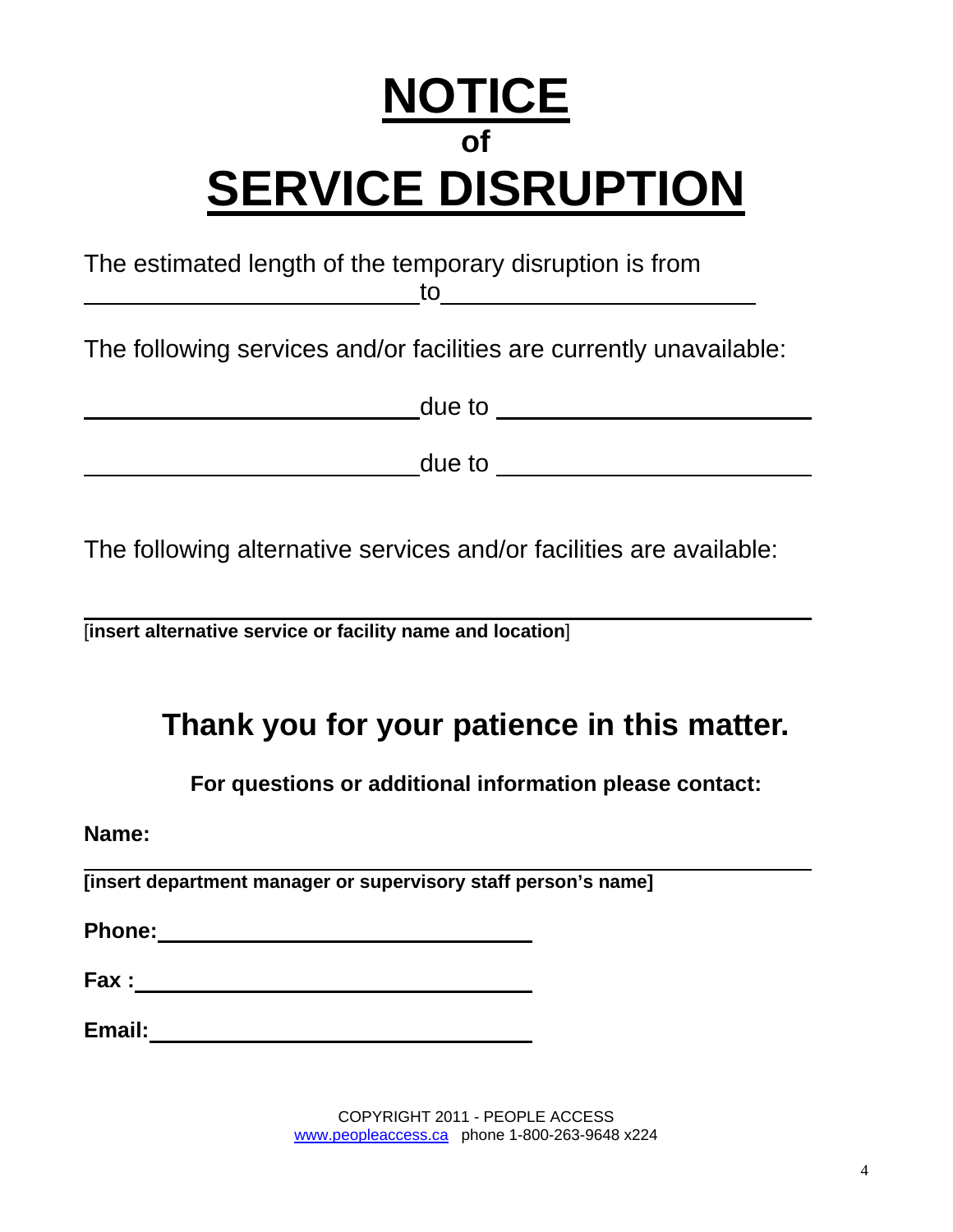# NOTICE
**of**
# SERVICE DISRUPTION

The estimated length of the temporary disruption is from
\_\_\_\_\_\_\_\_\_\_\_\_\_\_\_\_\_\_\_\_\_\_\_\_ to \_\_\_\_\_\_\_\_\_\_\_\_\_\_\_\_\_\_\_\_\_\_\_\_

The following services and/or facilities are currently unavailable:

\_\_\_\_\_\_\_\_\_\_\_\_\_\_\_\_\_\_\_\_\_\_\_\_ due to \_\_\_\_\_\_\_\_\_\_\_\_\_\_\_\_\_\_\_\_\_\_\_\_

\_\_\_\_\_\_\_\_\_\_\_\_\_\_\_\_\_\_\_\_\_\_\_\_ due to \_\_\_\_\_\_\_\_\_\_\_\_\_\_\_\_\_\_\_\_\_\_\_\_

The following alternative services and/or facilities are available:

\_\_\_\_\_\_\_\_\_\_\_\_\_\_\_\_\_\_\_\_\_\_\_\_\_\_\_\_\_\_\_\_\_\_\_\_\_\_\_\_\_\_\_\_\_\_\_\_
[**insert alternative service or facility name and location**]

## Thank you for your patience in this matter.

**For questions or additional information please contact:**

**Name:**

\_\_\_\_\_\_\_\_\_\_\_\_\_\_\_\_\_\_\_\_\_\_\_\_\_\_\_\_\_\_\_\_\_\_\_\_\_\_\_\_\_\_\_\_\_\_\_\_
**[insert department manager or supervisory staff person's name]**

**Phone:** \_\_\_\_\_\_\_\_\_\_\_\_\_\_\_\_\_\_\_\_\_\_\_\_\_\_\_\_

**Fax :** \_\_\_\_\_\_\_\_\_\_\_\_\_\_\_\_\_\_\_\_\_\_\_\_\_\_\_\_

**Email:** \_\_\_\_\_\_\_\_\_\_\_\_\_\_\_\_\_\_\_\_\_\_\_\_\_\_\_\_

COPYRIGHT 2011 - PEOPLE ACCESS
www.peopleaccess.ca phone 1-800-263-9648 x224